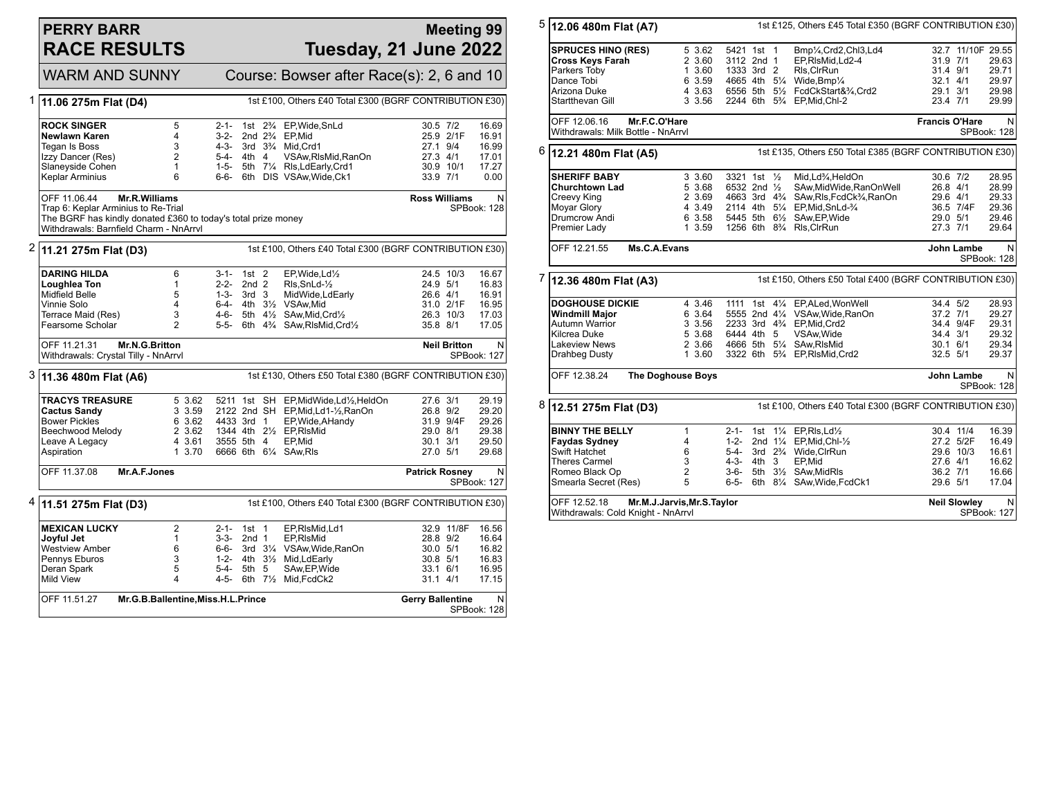# PERRY BARR RACE RESULTS

## Meeting 99 — Tuesday, 21 June 2022

WARM AND SUNNY — Course: Bowser after Race(s): 2, 6 and 10

### 1 — 11.06 275m Flat (D4)

1st £100, Others £40 Total £300 (BGRF CONTRIBUTION £30)

| Greyhound | Trap | Sectional | Bends | Pos | Dist | Remarks | Weight | SP | Time |
|---|---|---|---|---|---|---|---|---|---|
| **ROCK SINGER** | 5 | | 2-1- | 1st | 2¾ | EP,Wide,SnLd | 30.5 | 7/2 | 16.69 |
| **Newlawn Karen** | 4 | | 3-2- | 2nd | 2¾ | EP,Mid | 25.9 | 2/1F | 16.91 |
| Tegan Is Boss | 3 | | 4-3- | 3rd | 3¾ | Mid,Crd1 | 27.1 | 9/4 | 16.99 |
| Izzy Dancer (Res) | 2 | | 5-4- | 4th | 4 | VSAw,RlsMid,RanOn | 27.3 | 4/1 | 17.01 |
| Slaneyside Cohen | 1 | | 1-5- | 5th | 7¼ | Rls,LdEarly,Crd1 | 30.9 | 10/1 | 17.27 |
| Keplar Arminius | 6 | | 6-6- | 6th | DIS | VSAw,Wide,Ck1 | 33.9 | 7/1 | 0.00 |

OFF 11.06.44 **Mr.R.Williams** — **Ross Williams** N

Trap 6: Keplar Arminius to Re-Trial

The BGRF has kindly donated £360 to today's total prize money

Withdrawals: Barnfield Charm - NnArrvl

SPBook: 128

### 2 — 11.21 275m Flat (D3)

1st £100, Others £40 Total £300 (BGRF CONTRIBUTION £30)

| Greyhound | Trap | Sectional | Bends | Pos | Dist | Remarks | Weight | SP | Time |
|---|---|---|---|---|---|---|---|---|---|
| **DARING HILDA** | 6 | | 3-1- | 1st | 2 | EP,Wide,Ld½ | 24.5 | 10/3 | 16.67 |
| **Loughlea Ton** | 1 | | 2-2- | 2nd | 2 | Rls,SnLd-½ | 24.9 | 5/1 | 16.83 |
| Midfield Belle | 5 | | 1-3- | 3rd | 3 | MidWide,LdEarly | 26.6 | 4/1 | 16.91 |
| Vinnie Solo | 4 | | 6-4- | 4th | 3½ | VSAw,Mid | 31.0 | 2/1F | 16.95 |
| Terrace Maid (Res) | 3 | | 4-6- | 5th | 4½ | SAw,Mid,Crd½ | 26.3 | 10/3 | 17.03 |
| Fearsome Scholar | 2 | | 5-5- | 6th | 4¾ | SAw,RlsMid,Crd½ | 35.8 | 8/1 | 17.05 |

OFF 11.21.31 **Mr.N.G.Britton** — **Neil Britton** N

Withdrawals: Crystal Tilly - NnArrvl

SPBook: 127

### 3 — 11.36 480m Flat (A6)

1st £130, Others £50 Total £380 (BGRF CONTRIBUTION £30)

| Greyhound | Trap | Sectional | Bends | Pos | Dist | Remarks | Weight | SP | Time |
|---|---|---|---|---|---|---|---|---|---|
| **TRACYS TREASURE** | 5 | 3.62 | 5211 | 1st | SH | EP,MidWide,Ld½,HeldOn | 27.6 | 3/1 | 29.19 |
| **Cactus Sandy** | 3 | 3.59 | 2122 | 2nd | SH | EP,Mid,Ld1-½,RanOn | 26.8 | 9/2 | 29.20 |
| Bower Pickles | 6 | 3.62 | 4433 | 3rd | 1 | EP,Wide,AHandy | 31.9 | 9/4F | 29.26 |
| Beechwood Melody | 2 | 3.62 | 1344 | 4th | 2½ | EP,RlsMid | 29.0 | 8/1 | 29.38 |
| Leave A Legacy | 4 | 3.61 | 3555 | 5th | 4 | EP,Mid | 30.1 | 3/1 | 29.50 |
| Aspiration | 1 | 3.70 | 6666 | 6th | 6¼ | SAw,Rls | 27.0 | 5/1 | 29.68 |

OFF 11.37.08 **Mr.A.F.Jones** — **Patrick Rosney** N

SPBook: 127

### 4 — 11.51 275m Flat (D3)

1st £100, Others £40 Total £300 (BGRF CONTRIBUTION £30)

| Greyhound | Trap | Sectional | Bends | Pos | Dist | Remarks | Weight | SP | Time |
|---|---|---|---|---|---|---|---|---|---|
| **MEXICAN LUCKY** | 2 | | 2-1- | 1st | 1 | EP,RlsMid,Ld1 | 32.9 | 11/8F | 16.56 |
| **Joyful Jet** | 1 | | 3-3- | 2nd | 1 | EP,RlsMid | 28.8 | 9/2 | 16.64 |
| Westview Amber | 6 | | 6-6- | 3rd | 3¼ | VSAw,Wide,RanOn | 30.0 | 5/1 | 16.82 |
| Pennys Eburos | 3 | | 1-2- | 4th | 3½ | Mid,LdEarly | 30.8 | 5/1 | 16.83 |
| Deran Spark | 5 | | 5-4- | 5th | 5 | SAw,EP,Wide | 33.1 | 6/1 | 16.95 |
| Mild View | 4 | | 4-5- | 6th | 7½ | Mid,FcdCk2 | 31.1 | 4/1 | 17.15 |

OFF 11.51.27 **Mr.G.B.Ballentine,Miss.H.L.Prince** — **Gerry Ballentine** N

SPBook: 128

### 5 — 12.06 480m Flat (A7)

1st £125, Others £45 Total £350 (BGRF CONTRIBUTION £30)

| Greyhound | Trap | Sectional | Bends | Pos | Dist | Remarks | Weight | SP | Time |
|---|---|---|---|---|---|---|---|---|---|
| **SPRUCES HINO (RES)** | 5 | 3.62 | 5421 | 1st | 1 | Bmp¼,Crd2,Chl3,Ld4 | 32.7 | 11/10F | 29.55 |
| **Cross Keys Farah** | 2 | 3.60 | 3112 | 2nd | 1 | EP,RlsMid,Ld2-4 | 31.9 | 7/1 | 29.63 |
| Parkers Toby | 1 | 3.60 | 1333 | 3rd | 2 | Rls,ClrRun | 31.4 | 9/1 | 29.71 |
| Dance Tobi | 6 | 3.59 | 4665 | 4th | 5¼ | Wide,Bmp¼ | 32.1 | 4/1 | 29.97 |
| Arizona Duke | 4 | 3.63 | 6556 | 5th | 5½ | FcdCkStart&¾,Crd2 | 29.1 | 3/1 | 29.98 |
| Startthevan Gill | 3 | 3.56 | 2244 | 6th | 5¾ | EP,Mid,Chl-2 | 23.4 | 7/1 | 29.99 |

OFF 12.06.16 **Mr.F.C.O'Hare** — **Francis O'Hare** N

Withdrawals: Milk Bottle - NnArrvl

SPBook: 128

### 6 — 12.21 480m Flat (A5)

1st £135, Others £50 Total £385 (BGRF CONTRIBUTION £30)

| Greyhound | Trap | Sectional | Bends | Pos | Dist | Remarks | Weight | SP | Time |
|---|---|---|---|---|---|---|---|---|---|
| **SHERIFF BABY** | 3 | 3.60 | 3321 | 1st | ½ | Mid,Ld¾,HeldOn | 30.6 | 7/2 | 28.95 |
| **Churchtown Lad** | 5 | 3.68 | 6532 | 2nd | ½ | SAw,MidWide,RanOnWell | 26.8 | 4/1 | 28.99 |
| Creevy King | 2 | 3.69 | 4663 | 3rd | 4¾ | SAw,Rls,FcdCk¾,RanOn | 29.6 | 4/1 | 29.33 |
| Moyar Glory | 4 | 3.49 | 2114 | 4th | 5¼ | EP,Mid,SnLd-¾ | 36.5 | 7/4F | 29.36 |
| Drumcrow Andi | 6 | 3.58 | 5445 | 5th | 6½ | SAw,EP,Wide | 29.0 | 5/1 | 29.46 |
| Premier Lady | 1 | 3.59 | 1256 | 6th | 8¾ | Rls,ClrRun | 27.3 | 7/1 | 29.64 |

OFF 12.21.55 **Ms.C.A.Evans** — **John Lambe** N

SPBook: 128

### 7 — 12.36 480m Flat (A3)

1st £150, Others £50 Total £400 (BGRF CONTRIBUTION £30)

| Greyhound | Trap | Sectional | Bends | Pos | Dist | Remarks | Weight | SP | Time |
|---|---|---|---|---|---|---|---|---|---|
| **DOGHOUSE DICKIE** | 4 | 3.46 | 1111 | 1st | 4¼ | EP,ALed,WonWell | 34.4 | 5/2 | 28.93 |
| **Windmill Major** | 6 | 3.64 | 5555 | 2nd | 4¼ | VSAw,Wide,RanOn | 37.2 | 7/1 | 29.27 |
| Autumn Warrior | 3 | 3.56 | 2233 | 3rd | 4¾ | EP,Mid,Crd2 | 34.4 | 9/4F | 29.31 |
| Kilcrea Duke | 5 | 3.68 | 6444 | 4th | 5 | VSAw,Wide | 34.4 | 3/1 | 29.32 |
| Lakeview News | 2 | 3.66 | 4666 | 5th | 5¼ | SAw,RlsMid | 30.1 | 6/1 | 29.34 |
| Drahbeg Dusty | 1 | 3.60 | 3322 | 6th | 5¾ | EP,RlsMid,Crd2 | 32.5 | 5/1 | 29.37 |

OFF 12.38.24 **The Doghouse Boys** — **John Lambe** N

SPBook: 128

### 8 — 12.51 275m Flat (D3)

1st £100, Others £40 Total £300 (BGRF CONTRIBUTION £30)

| Greyhound | Trap | Sectional | Bends | Pos | Dist | Remarks | Weight | SP | Time |
|---|---|---|---|---|---|---|---|---|---|
| **BINNY THE BELLY** | 1 | | 2-1- | 1st | 1¼ | EP,Rls,Ld½ | 30.4 | 11/4 | 16.39 |
| **Faydas Sydney** | 4 | | 1-2- | 2nd | 1¼ | EP,Mid,Chl-½ | 27.2 | 5/2F | 16.49 |
| Swift Hatchet | 6 | | 5-4- | 3rd | 2¾ | Wide,ClrRun | 29.6 | 10/3 | 16.61 |
| Theres Carmel | 3 | | 4-3- | 4th | 3 | EP,Mid | 27.6 | 4/1 | 16.62 |
| Romeo Black Op | 2 | | 3-6- | 5th | 3½ | SAw,MidRls | 36.2 | 7/1 | 16.66 |
| Smearla Secret (Res) | 5 | | 6-5- | 6th | 8¼ | SAw,Wide,FcdCk1 | 29.6 | 5/1 | 17.04 |

OFF 12.52.18 **Mr.M.J.Jarvis,Mr.S.Taylor** — **Neil Slowley** N

Withdrawals: Cold Knight - NnArrvl

SPBook: 127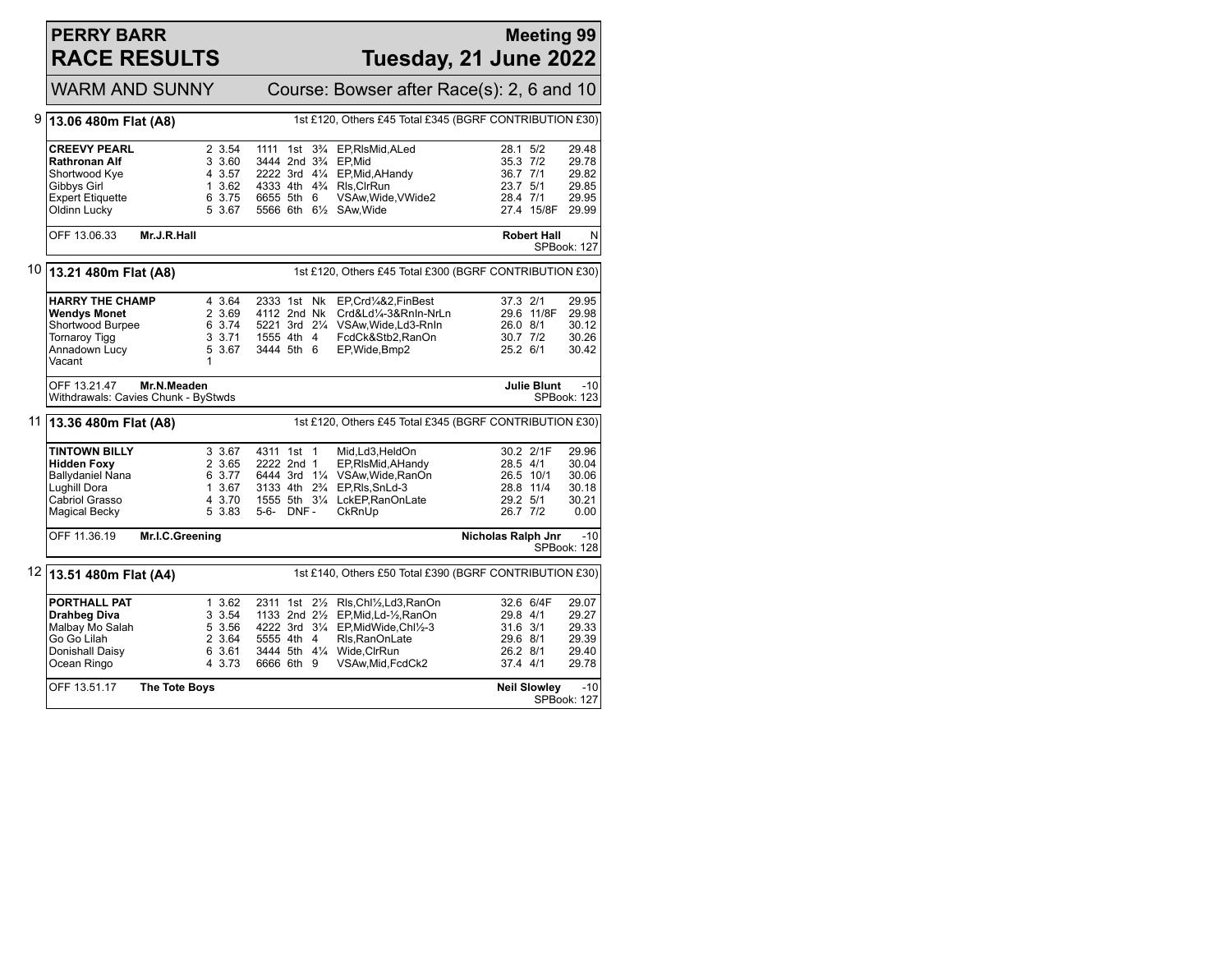# PERRY BARR RACE RESULTS

**Meeting 99**
**Tuesday, 21 June 2022**

WARM AND SUNNY — Course: Bowser after Race(s): 2, 6 and 10

## 9 — 13.06 480m Flat (A8)

1st £120, Others £45 Total £345 (BGRF CONTRIBUTION £30)

| | | | | | | | | | |
|---|---|---|---|---|---|---|---|---|---|
| **CREEVY PEARL** | 2 | 3.54 | 1111 | 1st | 3¾ | EP,RlsMid,ALed | 28.1 | 5/2 | 29.48 |
| **Rathronan Alf** | 3 | 3.60 | 3444 | 2nd | 3¾ | EP,Mid | 35.3 | 7/2 | 29.78 |
| Shortwood Kye | 4 | 3.57 | 2222 | 3rd | 4¼ | EP,Mid,AHandy | 36.7 | 7/1 | 29.82 |
| Gibbys Girl | 1 | 3.62 | 4333 | 4th | 4¾ | Rls,ClrRun | 23.7 | 5/1 | 29.85 |
| Expert Etiquette | 6 | 3.75 | 6655 | 5th | 6 | VSAw,Wide,VWide2 | 28.4 | 7/1 | 29.95 |
| Oldinn Lucky | 5 | 3.67 | 5566 | 6th | 6½ | SAw,Wide | 27.4 | 15/8F | 29.99 |

OFF 13.06.33 **Mr.J.R.Hall** — **Robert Hall** N — SPBook: 127

## 10 — 13.21 480m Flat (A8)

1st £120, Others £45 Total £300 (BGRF CONTRIBUTION £30)

| | | | | | | | | | |
|---|---|---|---|---|---|---|---|---|---|
| **HARRY THE CHAMP** | 4 | 3.64 | 2333 | 1st | Nk | EP,Crd¼&2,FinBest | 37.3 | 2/1 | 29.95 |
| **Wendys Monet** | 2 | 3.69 | 4112 | 2nd | Nk | Crd&Ld¼-3&RnIn-NrLn | 29.6 | 11/8F | 29.98 |
| Shortwood Burpee | 6 | 3.74 | 5221 | 3rd | 2¼ | VSAw,Wide,Ld3-RnIn | 26.0 | 8/1 | 30.12 |
| Tornaroy Tigg | 3 | 3.71 | 1555 | 4th | 4 | FcdCk&Stb2,RanOn | 30.7 | 7/2 | 30.26 |
| Annadown Lucy | 5 | 3.67 | 3444 | 5th | 6 | EP,Wide,Bmp2 | 25.2 | 6/1 | 30.42 |
| Vacant | 1 | | | | | | | | |

OFF 13.21.47 **Mr.N.Meaden** — **Julie Blunt** -10 — SPBook: 123

Withdrawals: Cavies Chunk - ByStwds

## 11 — 13.36 480m Flat (A8)

1st £120, Others £45 Total £345 (BGRF CONTRIBUTION £30)

| | | | | | | | | | |
|---|---|---|---|---|---|---|---|---|---|
| **TINTOWN BILLY** | 3 | 3.67 | 4311 | 1st | 1 | Mid,Ld3,HeldOn | 30.2 | 2/1F | 29.96 |
| **Hidden Foxy** | 2 | 3.65 | 2222 | 2nd | 1 | EP,RlsMid,AHandy | 28.5 | 4/1 | 30.04 |
| Ballydaniel Nana | 6 | 3.77 | 6444 | 3rd | 1¼ | VSAw,Wide,RanOn | 26.5 | 10/1 | 30.06 |
| Lughill Dora | 1 | 3.67 | 3133 | 4th | 2¾ | EP,Rls,SnLd-3 | 28.8 | 11/4 | 30.18 |
| Cabriol Grasso | 4 | 3.70 | 1555 | 5th | 3¼ | LckEP,RanOnLate | 29.2 | 5/1 | 30.21 |
| Magical Becky | 5 | 3.83 | 5-6- | DNF | - | CkRnUp | 26.7 | 7/2 | 0.00 |

OFF 11.36.19 **Mr.I.C.Greening** — **Nicholas Ralph Jnr** -10 — SPBook: 128

## 12 — 13.51 480m Flat (A4)

1st £140, Others £50 Total £390 (BGRF CONTRIBUTION £30)

| | | | | | | | | | |
|---|---|---|---|---|---|---|---|---|---|
| **PORTHALL PAT** | 1 | 3.62 | 2311 | 1st | 2½ | Rls,Chl½,Ld3,RanOn | 32.6 | 6/4F | 29.07 |
| **Drahbeg Diva** | 3 | 3.54 | 1133 | 2nd | 2½ | EP,Mid,Ld-½,RanOn | 29.8 | 4/1 | 29.27 |
| Malbay Mo Salah | 5 | 3.56 | 4222 | 3rd | 3¼ | EP,MidWide,Chl½-3 | 31.6 | 3/1 | 29.33 |
| Go Go Lilah | 2 | 3.64 | 5555 | 4th | 4 | Rls,RanOnLate | 29.6 | 8/1 | 29.39 |
| Donishall Daisy | 6 | 3.61 | 3444 | 5th | 4¼ | Wide,ClrRun | 26.2 | 8/1 | 29.40 |
| Ocean Ringo | 4 | 3.73 | 6666 | 6th | 9 | VSAw,Mid,FcdCk2 | 37.4 | 4/1 | 29.78 |

OFF 13.51.17 **The Tote Boys** — **Neil Slowley** -10 — SPBook: 127